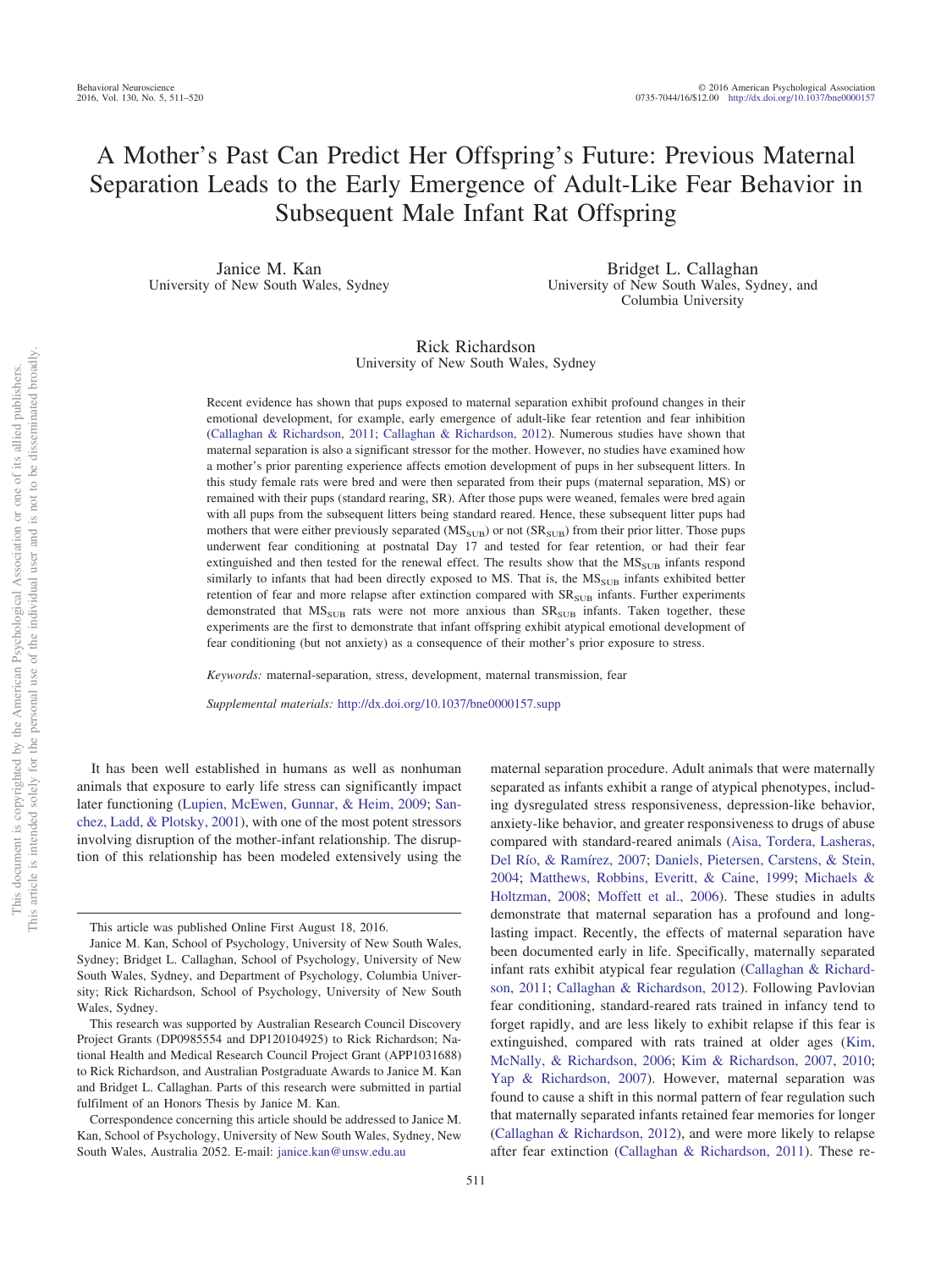# A Mother's Past Can Predict Her Offspring's Future: Previous Maternal Separation Leads to the Early Emergence of Adult-Like Fear Behavior in Subsequent Male Infant Rat Offspring

Janice M. Kan
University of New South Wales, Sydney

Bridget L. Callaghan
University of New South Wales, Sydney, and Columbia University

Rick Richardson
University of New South Wales, Sydney

Recent evidence has shown that pups exposed to maternal separation exhibit profound changes in their emotional development, for example, early emergence of adult-like fear retention and fear inhibition (Callaghan & Richardson, 2011; Callaghan & Richardson, 2012). Numerous studies have shown that maternal separation is also a significant stressor for the mother. However, no studies have examined how a mother's prior parenting experience affects emotion development of pups in her subsequent litters. In this study female rats were bred and were then separated from their pups (maternal separation, MS) or remained with their pups (standard rearing, SR). After those pups were weaned, females were bred again with all pups from the subsequent litters being standard reared. Hence, these subsequent litter pups had mothers that were either previously separated ($MS_{SUB}$) or not ($SR_{SUB}$) from their prior litter. Those pups underwent fear conditioning at postnatal Day 17 and tested for fear retention, or had their fear extinguished and then tested for the renewal effect. The results show that the $MS_{SUB}$ infants respond similarly to infants that had been directly exposed to MS. That is, the $MS_{SUB}$ infants exhibited better retention of fear and more relapse after extinction compared with $SR_{SUB}$ infants. Further experiments demonstrated that $MS_{SUB}$ rats were not more anxious than $SR_{SUB}$ infants. Taken together, these experiments are the first to demonstrate that infant offspring exhibit atypical emotional development of fear conditioning (but not anxiety) as a consequence of their mother's prior exposure to stress.

*Keywords:* maternal-separation, stress, development, maternal transmission, fear

*Supplemental materials:* http://dx.doi.org/10.1037/bne0000157.supp

It has been well established in humans as well as nonhuman animals that exposure to early life stress can significantly impact later functioning (Lupien, McEwen, Gunnar, & Heim, 2009; Sanchez, Ladd, & Plotsky, 2001), with one of the most potent stressors involving disruption of the mother-infant relationship. The disruption of this relationship has been modeled extensively using the maternal separation procedure. Adult animals that were maternally separated as infants exhibit a range of atypical phenotypes, including dysregulated stress responsiveness, depression-like behavior, anxiety-like behavior, and greater responsiveness to drugs of abuse compared with standard-reared animals (Aisa, Tordera, Lasheras, Del Río, & Ramírez, 2007; Daniels, Pietersen, Carstens, & Stein, 2004; Matthews, Robbins, Everitt, & Caine, 1999; Michaels & Holtzman, 2008; Moffett et al., 2006). These studies in adults demonstrate that maternal separation has a profound and long-lasting impact. Recently, the effects of maternal separation have been documented early in life. Specifically, maternally separated infant rats exhibit atypical fear regulation (Callaghan & Richardson, 2011; Callaghan & Richardson, 2012). Following Pavlovian fear conditioning, standard-reared rats trained in infancy tend to forget rapidly, and are less likely to exhibit relapse if this fear is extinguished, compared with rats trained at older ages (Kim, McNally, & Richardson, 2006; Kim & Richardson, 2007, 2010; Yap & Richardson, 2007). However, maternal separation was found to cause a shift in this normal pattern of fear regulation such that maternally separated infants retained fear memories for longer (Callaghan & Richardson, 2012), and were more likely to relapse after fear extinction (Callaghan & Richardson, 2011). These re-

This article was published Online First August 18, 2016.

Janice M. Kan, School of Psychology, University of New South Wales, Sydney; Bridget L. Callaghan, School of Psychology, University of New South Wales, Sydney, and Department of Psychology, Columbia University; Rick Richardson, School of Psychology, University of New South Wales, Sydney.

This research was supported by Australian Research Council Discovery Project Grants (DP0985554 and DP120104925) to Rick Richardson; National Health and Medical Research Council Project Grant (APP1031688) to Rick Richardson, and Australian Postgraduate Awards to Janice M. Kan and Bridget L. Callaghan. Parts of this research were submitted in partial fulfilment of an Honors Thesis by Janice M. Kan.

Correspondence concerning this article should be addressed to Janice M. Kan, School of Psychology, University of New South Wales, Sydney, New South Wales, Australia 2052. E-mail: janice.kan@unsw.edu.au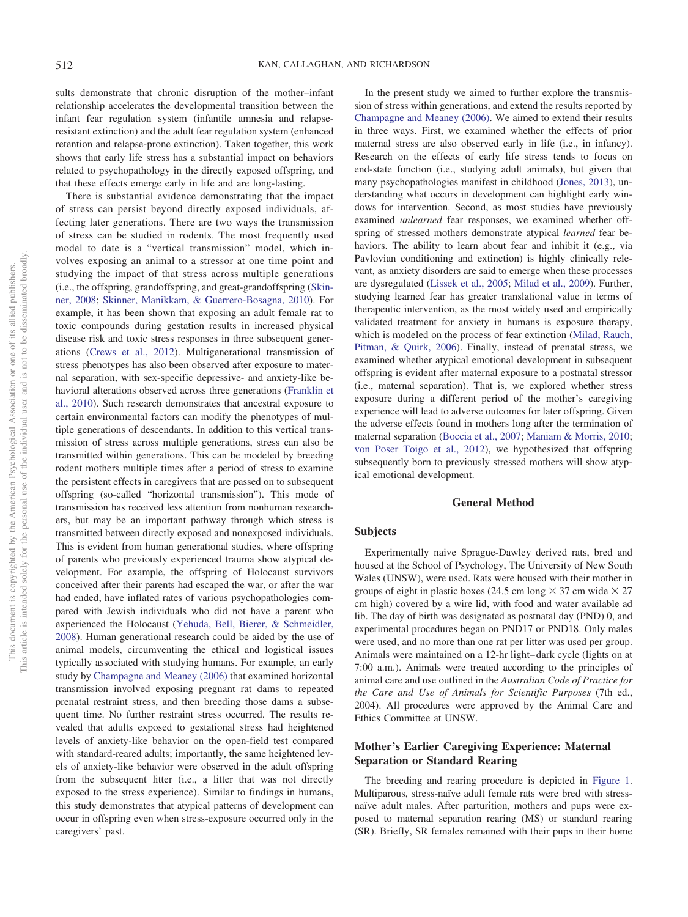sults demonstrate that chronic disruption of the mother–infant relationship accelerates the developmental transition between the infant fear regulation system (infantile amnesia and relapse-resistant extinction) and the adult fear regulation system (enhanced retention and relapse-prone extinction). Taken together, this work shows that early life stress has a substantial impact on behaviors related to psychopathology in the directly exposed offspring, and that these effects emerge early in life and are long-lasting.

There is substantial evidence demonstrating that the impact of stress can persist beyond directly exposed individuals, affecting later generations. There are two ways the transmission of stress can be studied in rodents. The most frequently used model to date is a "vertical transmission" model, which involves exposing an animal to a stressor at one time point and studying the impact of that stress across multiple generations (i.e., the offspring, grandoffspring, and great-grandoffspring (Skinner, 2008; Skinner, Manikkam, & Guerrero-Bosagna, 2010). For example, it has been shown that exposing an adult female rat to toxic compounds during gestation results in increased physical disease risk and toxic stress responses in three subsequent generations (Crews et al., 2012). Multigenerational transmission of stress phenotypes has also been observed after exposure to maternal separation, with sex-specific depressive- and anxiety-like behavioral alterations observed across three generations (Franklin et al., 2010). Such research demonstrates that ancestral exposure to certain environmental factors can modify the phenotypes of multiple generations of descendants. In addition to this vertical transmission of stress across multiple generations, stress can also be transmitted within generations. This can be modeled by breeding rodent mothers multiple times after a period of stress to examine the persistent effects in caregivers that are passed on to subsequent offspring (so-called "horizontal transmission"). This mode of transmission has received less attention from nonhuman researchers, but may be an important pathway through which stress is transmitted between directly exposed and nonexposed individuals. This is evident from human generational studies, where offspring of parents who previously experienced trauma show atypical development. For example, the offspring of Holocaust survivors conceived after their parents had escaped the war, or after the war had ended, have inflated rates of various psychopathologies compared with Jewish individuals who did not have a parent who experienced the Holocaust (Yehuda, Bell, Bierer, & Schmeidler, 2008). Human generational research could be aided by the use of animal models, circumventing the ethical and logistical issues typically associated with studying humans. For example, an early study by Champagne and Meaney (2006) that examined horizontal transmission involved exposing pregnant rat dams to repeated prenatal restraint stress, and then breeding those dams a subsequent time. No further restraint stress occurred. The results revealed that adults exposed to gestational stress had heightened levels of anxiety-like behavior on the open-field test compared with standard-reared adults; importantly, the same heightened levels of anxiety-like behavior were observed in the adult offspring from the subsequent litter (i.e., a litter that was not directly exposed to the stress experience). Similar to findings in humans, this study demonstrates that atypical patterns of development can occur in offspring even when stress-exposure occurred only in the caregivers' past.

In the present study we aimed to further explore the transmission of stress within generations, and extend the results reported by Champagne and Meaney (2006). We aimed to extend their results in three ways. First, we examined whether the effects of prior maternal stress are also observed early in life (i.e., in infancy). Research on the effects of early life stress tends to focus on end-state function (i.e., studying adult animals), but given that many psychopathologies manifest in childhood (Jones, 2013), understanding what occurs in development can highlight early windows for intervention. Second, as most studies have previously examined *unlearned* fear responses, we examined whether offspring of stressed mothers demonstrate atypical *learned* fear behaviors. The ability to learn about fear and inhibit it (e.g., via Pavlovian conditioning and extinction) is highly clinically relevant, as anxiety disorders are said to emerge when these processes are dysregulated (Lissek et al., 2005; Milad et al., 2009). Further, studying learned fear has greater translational value in terms of therapeutic intervention, as the most widely used and empirically validated treatment for anxiety in humans is exposure therapy, which is modeled on the process of fear extinction (Milad, Rauch, Pitman, & Quirk, 2006). Finally, instead of prenatal stress, we examined whether atypical emotional development in subsequent offspring is evident after maternal exposure to a postnatal stressor (i.e., maternal separation). That is, we explored whether stress exposure during a different period of the mother's caregiving experience will lead to adverse outcomes for later offspring. Given the adverse effects found in mothers long after the termination of maternal separation (Boccia et al., 2007; Maniam & Morris, 2010; von Poser Toigo et al., 2012), we hypothesized that offspring subsequently born to previously stressed mothers will show atypical emotional development.

# General Method

## Subjects

Experimentally naive Sprague-Dawley derived rats, bred and housed at the School of Psychology, The University of New South Wales (UNSW), were used. Rats were housed with their mother in groups of eight in plastic boxes (24.5 cm long × 37 cm wide × 27 cm high) covered by a wire lid, with food and water available ad lib. The day of birth was designated as postnatal day (PND) 0, and experimental procedures began on PND17 or PND18. Only males were used, and no more than one rat per litter was used per group. Animals were maintained on a 12-hr light–dark cycle (lights on at 7:00 a.m.). Animals were treated according to the principles of animal care and use outlined in the *Australian Code of Practice for the Care and Use of Animals for Scientific Purposes* (7th ed., 2004). All procedures were approved by the Animal Care and Ethics Committee at UNSW.

## Mother's Earlier Caregiving Experience: Maternal Separation or Standard Rearing

The breeding and rearing procedure is depicted in Figure 1. Multiparous, stress-naïve adult female rats were bred with stress-naïve adult males. After parturition, mothers and pups were exposed to maternal separation rearing (MS) or standard rearing (SR). Briefly, SR females remained with their pups in their home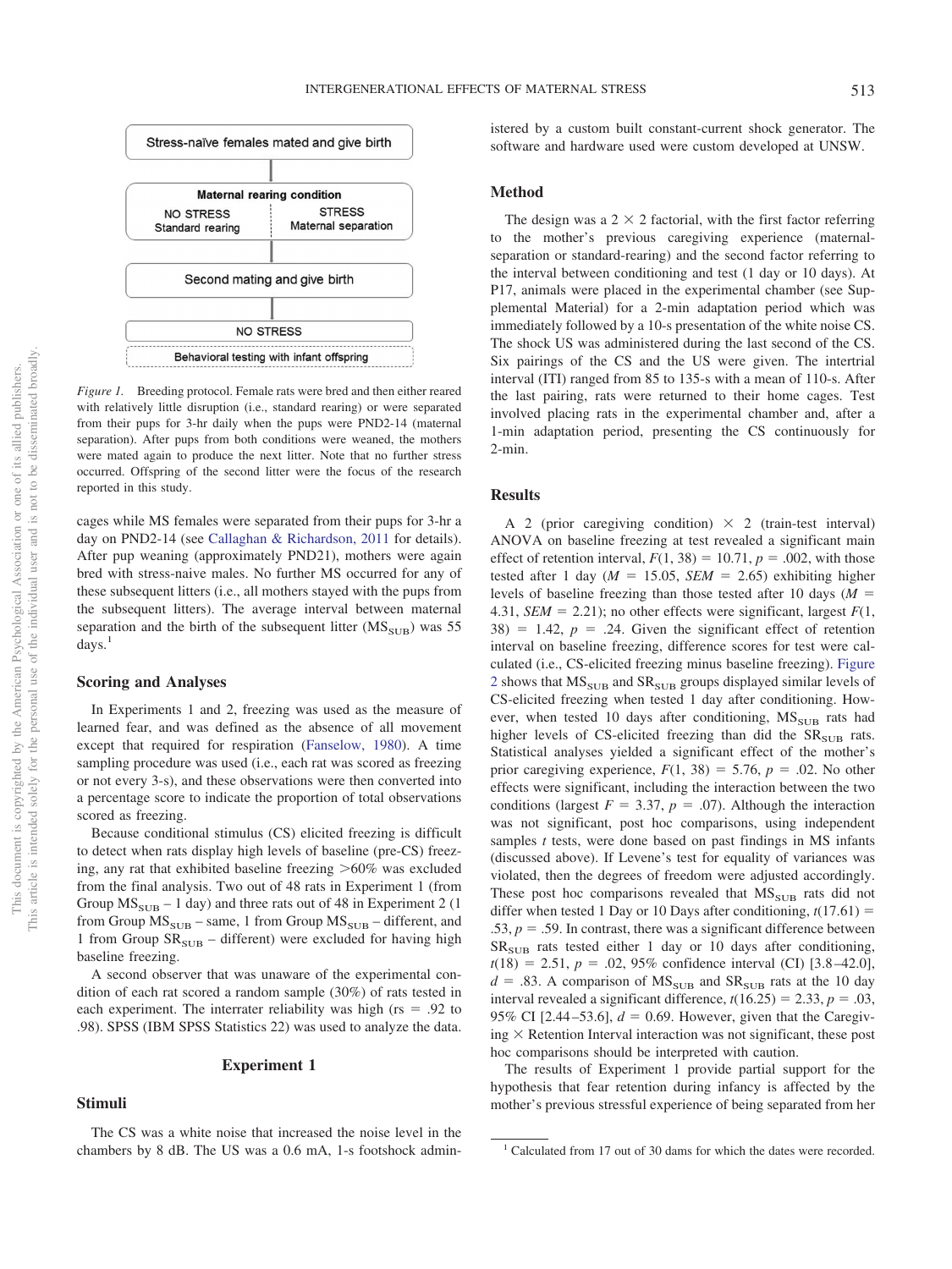*Figure 1.* Breeding protocol. Female rats were bred and then either reared with relatively little disruption (i.e., standard rearing) or were separated from their pups for 3-hr daily when the pups were PND2-14 (maternal separation). After pups from both conditions were weaned, the mothers were mated again to produce the next litter. Note that no further stress occurred. Offspring of the second litter were the focus of the research reported in this study.

cages while MS females were separated from their pups for 3-hr a day on PND2-14 (see Callaghan & Richardson, 2011 for details). After pup weaning (approximately PND21), mothers were again bred with stress-naive males. No further MS occurred for any of these subsequent litters (i.e., all mothers stayed with the pups from the subsequent litters). The average interval between maternal separation and the birth of the subsequent litter ($MS_{SUB}$) was 55 days.[1]

### Scoring and Analyses

In Experiments 1 and 2, freezing was used as the measure of learned fear, and was defined as the absence of all movement except that required for respiration (Fanselow, 1980). A time sampling procedure was used (i.e., each rat was scored as freezing or not every 3-s), and these observations were then converted into a percentage score to indicate the proportion of total observations scored as freezing.

Because conditional stimulus (CS) elicited freezing is difficult to detect when rats display high levels of baseline (pre-CS) freezing, any rat that exhibited baseline freezing >60% was excluded from the final analysis. Two out of 48 rats in Experiment 1 (from Group $MS_{SUB}$ – 1 day) and three rats out of 48 in Experiment 2 (1 from Group $MS_{SUB}$ – same, 1 from Group $MS_{SUB}$ – different, and 1 from Group $SR_{SUB}$ – different) were excluded for having high baseline freezing.

A second observer that was unaware of the experimental condition of each rat scored a random sample (30%) of rats tested in each experiment. The interrater reliability was high (rs = .92 to .98). SPSS (IBM SPSS Statistics 22) was used to analyze the data.

## Experiment 1

### Stimuli

The CS was a white noise that increased the noise level in the chambers by 8 dB. The US was a 0.6 mA, 1-s footshock administered by a custom built constant-current shock generator. The software and hardware used were custom developed at UNSW.

### Method

The design was a 2 × 2 factorial, with the first factor referring to the mother's previous caregiving experience (maternal-separation or standard-rearing) and the second factor referring to the interval between conditioning and test (1 day or 10 days). At P17, animals were placed in the experimental chamber (see Supplemental Material) for a 2-min adaptation period which was immediately followed by a 10-s presentation of the white noise CS. The shock US was administered during the last second of the CS. Six pairings of the CS and the US were given. The intertrial interval (ITI) ranged from 85 to 135-s with a mean of 110-s. After the last pairing, rats were returned to their home cages. Test involved placing rats in the experimental chamber and, after a 1-min adaptation period, presenting the CS continuously for 2-min.

### Results

A 2 (prior caregiving condition) × 2 (train-test interval) ANOVA on baseline freezing at test revealed a significant main effect of retention interval, $F(1, 38) = 10.71$, $p = .002$, with those tested after 1 day ($M = 15.05$, $SEM = 2.65$) exhibiting higher levels of baseline freezing than those tested after 10 days ($M = 4.31$, $SEM = 2.21$); no other effects were significant, largest $F(1, 38) = 1.42$, $p = .24$. Given the significant effect of retention interval on baseline freezing, difference scores for test were calculated (i.e., CS-elicited freezing minus baseline freezing). Figure 2 shows that $MS_{SUB}$ and $SR_{SUB}$ groups displayed similar levels of CS-elicited freezing when tested 1 day after conditioning. However, when tested 10 days after conditioning, $MS_{SUB}$ rats had higher levels of CS-elicited freezing than did the $SR_{SUB}$ rats. Statistical analyses yielded a significant effect of the mother's prior caregiving experience, $F(1, 38) = 5.76$, $p = .02$. No other effects were significant, including the interaction between the two conditions (largest $F = 3.37$, $p = .07$). Although the interaction was not significant, post hoc comparisons, using independent samples $t$ tests, were done based on past findings in MS infants (discussed above). If Levene's test for equality of variances was violated, then the degrees of freedom were adjusted accordingly. These post hoc comparisons revealed that $MS_{SUB}$ rats did not differ when tested 1 Day or 10 Days after conditioning, $t(17.61) = .53$, $p = .59$. In contrast, there was a significant difference between $SR_{SUB}$ rats tested either 1 day or 10 days after conditioning, $t(18) = 2.51$, $p = .02$, 95% confidence interval (CI) [3.8–42.0], $d = .83$. A comparison of $MS_{SUB}$ and $SR_{SUB}$ rats at the 10 day interval revealed a significant difference, $t(16.25) = 2.33$, $p = .03$, 95% CI [2.44–53.6], $d = 0.69$. However, given that the Caregiving × Retention Interval interaction was not significant, these post hoc comparisons should be interpreted with caution.

The results of Experiment 1 provide partial support for the hypothesis that fear retention during infancy is affected by the mother's previous stressful experience of being separated from her

[1] Calculated from 17 out of 30 dams for which the dates were recorded.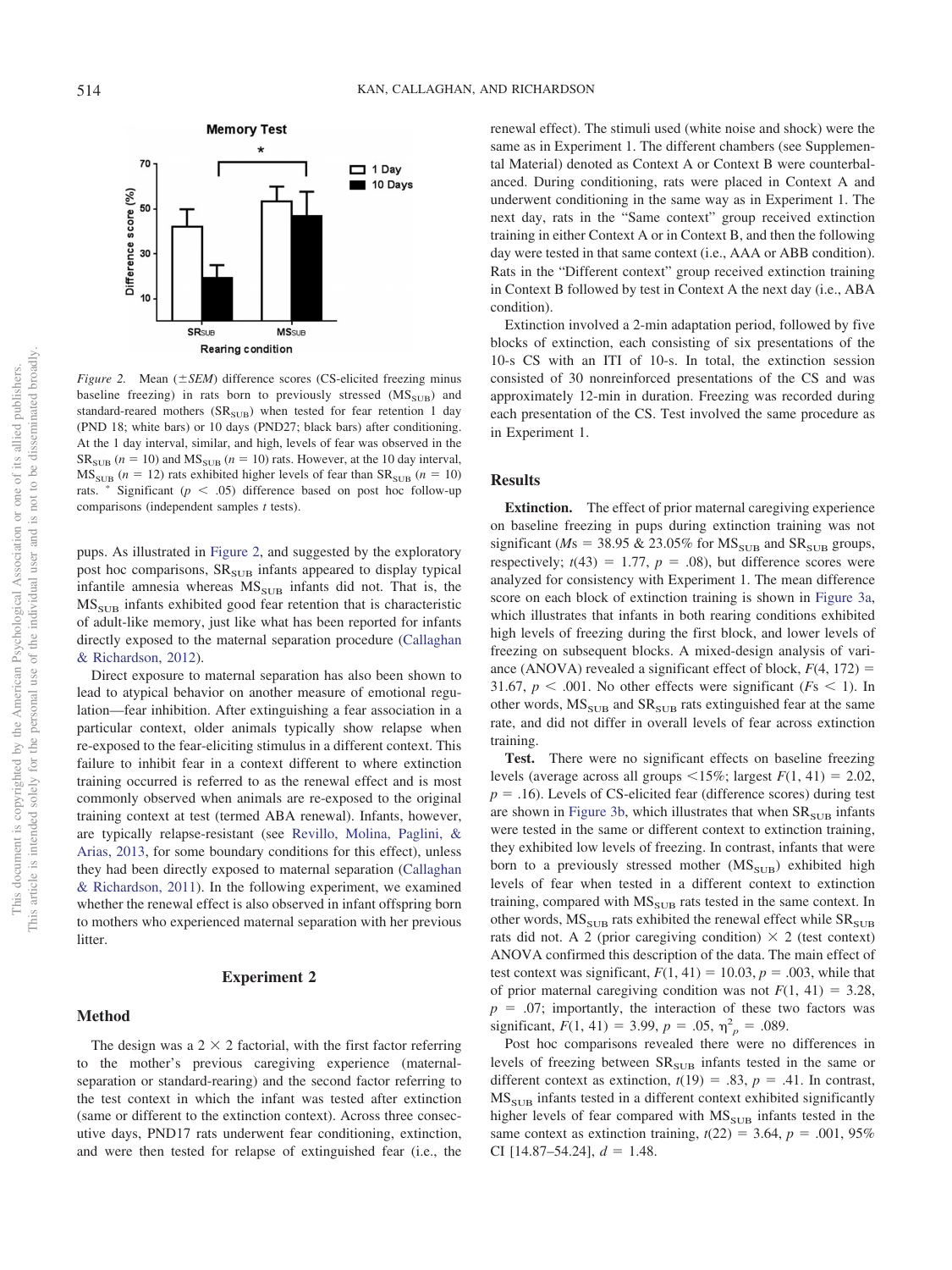Figure 2. Mean ($\pm SEM$) difference scores (CS-elicited freezing minus baseline freezing) in rats born to previously stressed ($MS_{SUB}$) and standard-reared mothers ($SR_{SUB}$) when tested for fear retention 1 day (PND 18; white bars) or 10 days (PND27; black bars) after conditioning. At the 1 day interval, similar, and high, levels of fear was observed in the $SR_{SUB}$ ($n = 10$) and $MS_{SUB}$ ($n = 10$) rats. However, at the 10 day interval, $MS_{SUB}$ ($n = 12$) rats exhibited higher levels of fear than $SR_{SUB}$ ($n = 10$) rats. * Significant ($p < .05$) difference based on post hoc follow-up comparisons (independent samples $t$ tests).

pups. As illustrated in Figure 2, and suggested by the exploratory post hoc comparisons, $SR_{SUB}$ infants appeared to display typical infantile amnesia whereas $MS_{SUB}$ infants did not. That is, the $MS_{SUB}$ infants exhibited good fear retention that is characteristic of adult-like memory, just like what has been reported for infants directly exposed to the maternal separation procedure (Callaghan & Richardson, 2012).

Direct exposure to maternal separation has also been shown to lead to atypical behavior on another measure of emotional regulation—fear inhibition. After extinguishing a fear association in a particular context, older animals typically show relapse when re-exposed to the fear-eliciting stimulus in a different context. This failure to inhibit fear in a context different to where extinction training occurred is referred to as the renewal effect and is most commonly observed when animals are re-exposed to the original training context at test (termed ABA renewal). Infants, however, are typically relapse-resistant (see Revillo, Molina, Paglini, & Arias, 2013, for some boundary conditions for this effect), unless they had been directly exposed to maternal separation (Callaghan & Richardson, 2011). In the following experiment, we examined whether the renewal effect is also observed in infant offspring born to mothers who experienced maternal separation with her previous litter.

## Experiment 2

### Method

The design was a 2 × 2 factorial, with the first factor referring to the mother's previous caregiving experience (maternal-separation or standard-rearing) and the second factor referring to the test context in which the infant was tested after extinction (same or different to the extinction context). Across three consecutive days, PND17 rats underwent fear conditioning, extinction, and were then tested for relapse of extinguished fear (i.e., the renewal effect). The stimuli used (white noise and shock) were the same as in Experiment 1. The different chambers (see Supplemental Material) denoted as Context A or Context B were counterbalanced. During conditioning, rats were placed in Context A and underwent conditioning in the same way as in Experiment 1. The next day, rats in the "Same context" group received extinction training in either Context A or in Context B, and then the following day were tested in that same context (i.e., AAA or ABB condition). Rats in the "Different context" group received extinction training in Context B followed by test in Context A the next day (i.e., ABA condition).

Extinction involved a 2-min adaptation period, followed by five blocks of extinction, each consisting of six presentations of the 10-s CS with an ITI of 10-s. In total, the extinction session consisted of 30 nonreinforced presentations of the CS and was approximately 12-min in duration. Freezing was recorded during each presentation of the CS. Test involved the same procedure as in Experiment 1.

### Results

**Extinction.** The effect of prior maternal caregiving experience on baseline freezing in pups during extinction training was not significant ($Ms$ = 38.95 & 23.05% for $MS_{SUB}$ and $SR_{SUB}$ groups, respectively; $t(43) = 1.77$, $p = .08$), but difference scores were analyzed for consistency with Experiment 1. The mean difference score on each block of extinction training is shown in Figure 3a, which illustrates that infants in both rearing conditions exhibited high levels of freezing during the first block, and lower levels of freezing on subsequent blocks. A mixed-design analysis of variance (ANOVA) revealed a significant effect of block, $F(4, 172) = 31.67$, $p < .001$. No other effects were significant ($Fs < 1$). In other words, $MS_{SUB}$ and $SR_{SUB}$ rats extinguished fear at the same rate, and did not differ in overall levels of fear across extinction training.

**Test.** There were no significant effects on baseline freezing levels (average across all groups <15%; largest $F(1, 41) = 2.02$, $p = .16$). Levels of CS-elicited fear (difference scores) during test are shown in Figure 3b, which illustrates that when $SR_{SUB}$ infants were tested in the same or different context to extinction training, they exhibited low levels of freezing. In contrast, infants that were born to a previously stressed mother ($MS_{SUB}$) exhibited high levels of fear when tested in a different context to extinction training, compared with $MS_{SUB}$ rats tested in the same context. In other words, $MS_{SUB}$ rats exhibited the renewal effect while $SR_{SUB}$ rats did not. A 2 (prior caregiving condition) × 2 (test context) ANOVA confirmed this description of the data. The main effect of test context was significant, $F(1, 41) = 10.03$, $p = .003$, while that of prior maternal caregiving condition was not $F(1, 41) = 3.28$, $p = .07$; importantly, the interaction of these two factors was significant, $F(1, 41) = 3.99$, $p = .05$, $\eta^2_p = .089$.

Post hoc comparisons revealed there were no differences in levels of freezing between $SR_{SUB}$ infants tested in the same or different context as extinction, $t(19) = .83$, $p = .41$. In contrast, $MS_{SUB}$ infants tested in a different context exhibited significantly higher levels of fear compared with $MS_{SUB}$ infants tested in the same context as extinction training, $t(22) = 3.64$, $p = .001$, 95% CI [14.87–54.24], $d = 1.48$.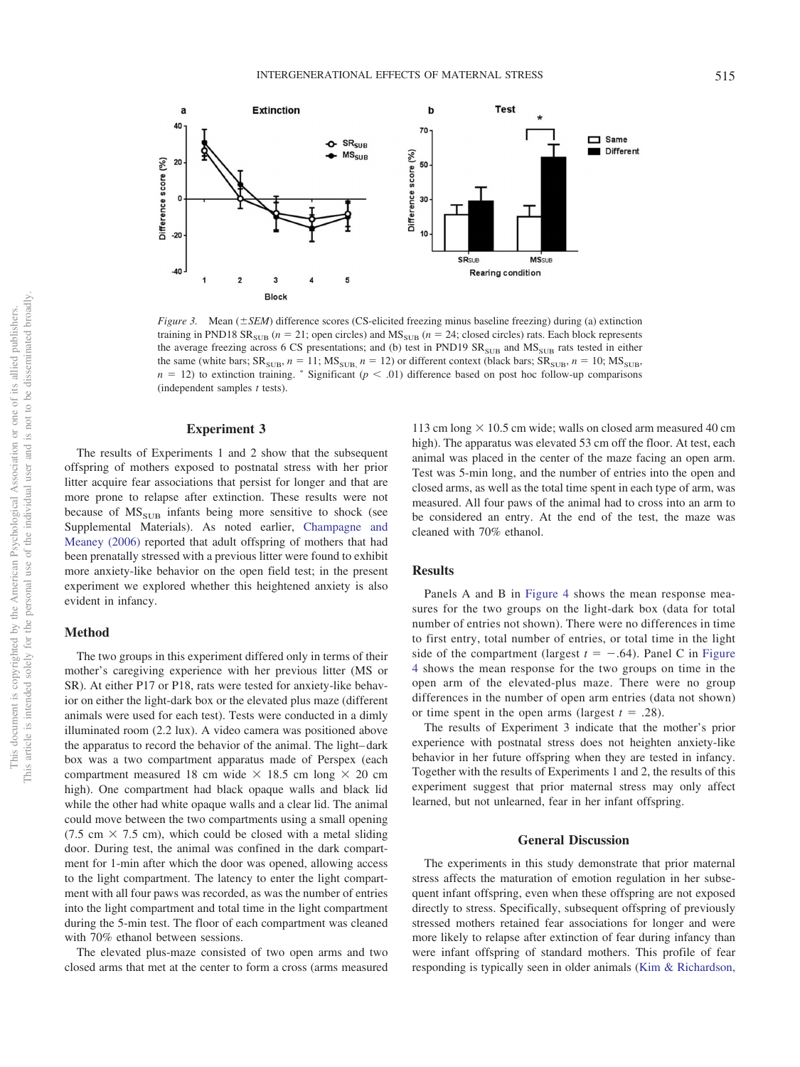*Figure 3.* Mean (±*SEM*) difference scores (CS-elicited freezing minus baseline freezing) during (a) extinction training in PND18 $SR_{SUB}$ (*n* = 21; open circles) and $MS_{SUB}$ (*n* = 24; closed circles) rats. Each block represents the average freezing across 6 CS presentations; and (b) test in PND19 $SR_{SUB}$ and $MS_{SUB}$ rats tested in either the same (white bars; $SR_{SUB}$, *n* = 11; $MS_{SUB}$, *n* = 12) or different context (black bars; $SR_{SUB}$, *n* = 10; $MS_{SUB}$, *n* = 12) to extinction training. * Significant ($p < .01$) difference based on post hoc follow-up comparisons (independent samples *t* tests).

## Experiment 3

The results of Experiments 1 and 2 show that the subsequent offspring of mothers exposed to postnatal stress with her prior litter acquire fear associations that persist for longer and that are more prone to relapse after extinction. These results were not because of $MS_{SUB}$ infants being more sensitive to shock (see Supplemental Materials). As noted earlier, Champagne and Meaney (2006) reported that adult offspring of mothers that had been prenatally stressed with a previous litter were found to exhibit more anxiety-like behavior on the open field test; in the present experiment we explored whether this heightened anxiety is also evident in infancy.

### Method

The two groups in this experiment differed only in terms of their mother's caregiving experience with her previous litter (MS or SR). At either P17 or P18, rats were tested for anxiety-like behavior on either the light-dark box or the elevated plus maze (different animals were used for each test). Tests were conducted in a dimly illuminated room (2.2 lux). A video camera was positioned above the apparatus to record the behavior of the animal. The light–dark box was a two compartment apparatus made of Perspex (each compartment measured 18 cm wide × 18.5 cm long × 20 cm high). One compartment had black opaque walls and black lid while the other had white opaque walls and a clear lid. The animal could move between the two compartments using a small opening (7.5 cm × 7.5 cm), which could be closed with a metal sliding door. During test, the animal was confined in the dark compartment for 1-min after which the door was opened, allowing access to the light compartment. The latency to enter the light compartment with all four paws was recorded, as was the number of entries into the light compartment and total time in the light compartment during the 5-min test. The floor of each compartment was cleaned with 70% ethanol between sessions.

The elevated plus-maze consisted of two open arms and two closed arms that met at the center to form a cross (arms measured 113 cm long × 10.5 cm wide; walls on closed arm measured 40 cm high). The apparatus was elevated 53 cm off the floor. At test, each animal was placed in the center of the maze facing an open arm. Test was 5-min long, and the number of entries into the open and closed arms, as well as the total time spent in each type of arm, was measured. All four paws of the animal had to cross into an arm to be considered an entry. At the end of the test, the maze was cleaned with 70% ethanol.

### Results

Panels A and B in Figure 4 shows the mean response measures for the two groups on the light-dark box (data for total number of entries not shown). There were no differences in time to first entry, total number of entries, or total time in the light side of the compartment (largest $t = -.64$). Panel C in Figure 4 shows the mean response for the two groups on time in the open arm of the elevated-plus maze. There were no group differences in the number of open arm entries (data not shown) or time spent in the open arms (largest $t = .28$).

The results of Experiment 3 indicate that the mother's prior experience with postnatal stress does not heighten anxiety-like behavior in her future offspring when they are tested in infancy. Together with the results of Experiments 1 and 2, the results of this experiment suggest that prior maternal stress may only affect learned, but not unlearned, fear in her infant offspring.

## General Discussion

The experiments in this study demonstrate that prior maternal stress affects the maturation of emotion regulation in her subsequent infant offspring, even when these offspring are not exposed directly to stress. Specifically, subsequent offspring of previously stressed mothers retained fear associations for longer and were more likely to relapse after extinction of fear during infancy than were infant offspring of standard mothers. This profile of fear responding is typically seen in older animals (Kim & Richardson,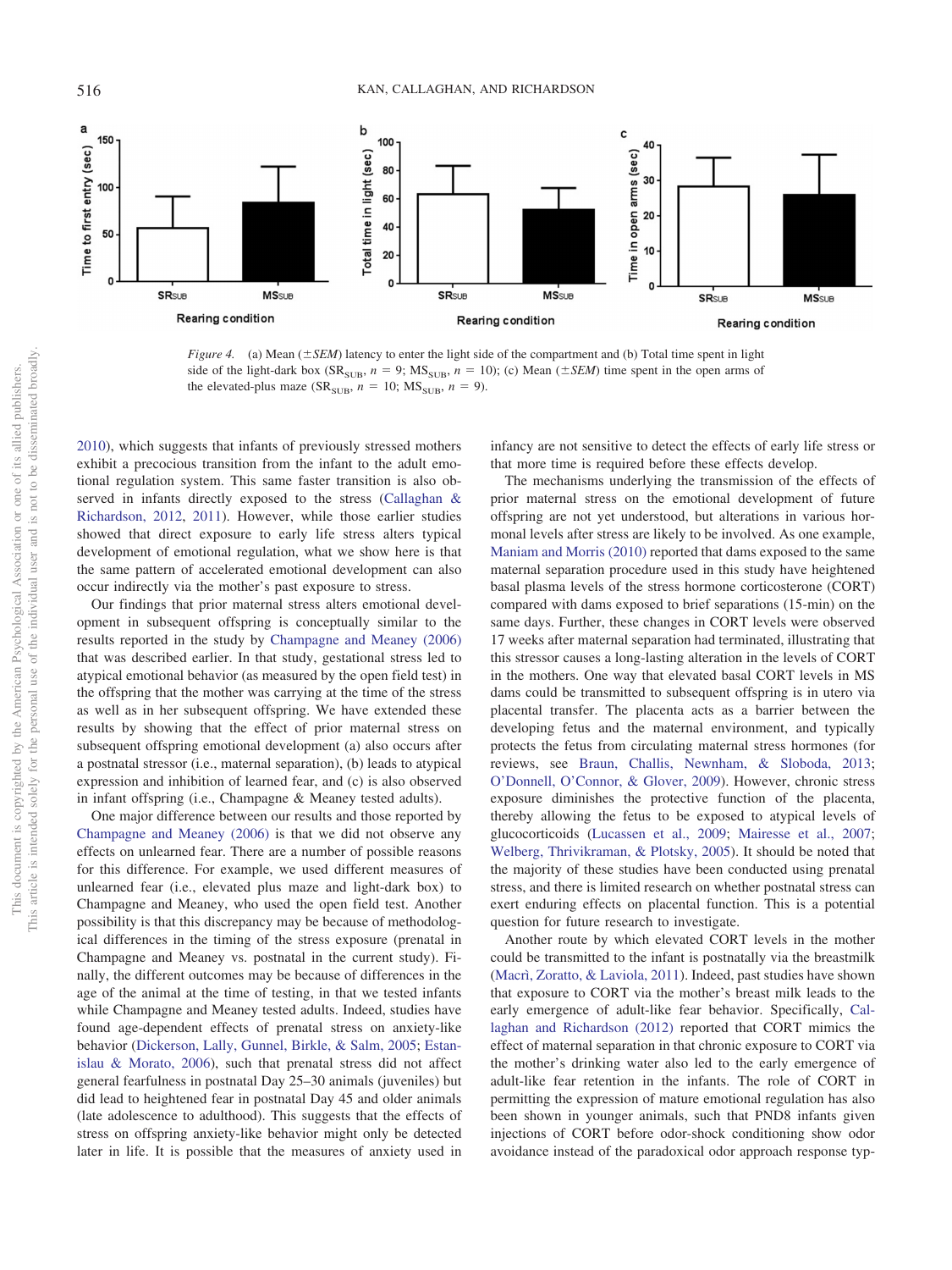a

Time to first entry (sec)

150

100

50

0

SRSUB

MSSUB

Rearing condition

b

Total time in light (sec)

100

80

60

40

20

0

SRSUB

MSSUB

Rearing condition

c

Time in open arms (sec)

40

30

20

10

0

SRSUB

MSSUB

Rearing condition

*Figure 4.* (a) Mean (±*SEM*) latency to enter the light side of the compartment and (b) Total time spent in light side of the light-dark box ($SR_{SUB}$, $n$ = 9; $MS_{SUB}$, $n$ = 10); (c) Mean (±*SEM*) time spent in the open arms of the elevated-plus maze ($SR_{SUB}$, $n$ = 10; $MS_{SUB}$, $n$ = 9).

2010), which suggests that infants of previously stressed mothers exhibit a precocious transition from the infant to the adult emotional regulation system. This same faster transition is also observed in infants directly exposed to the stress (Callaghan & Richardson, 2012, 2011). However, while those earlier studies showed that direct exposure to early life stress alters typical development of emotional regulation, what we show here is that the same pattern of accelerated emotional development can also occur indirectly via the mother's past exposure to stress.

Our findings that prior maternal stress alters emotional development in subsequent offspring is conceptually similar to the results reported in the study by Champagne and Meaney (2006) that was described earlier. In that study, gestational stress led to atypical emotional behavior (as measured by the open field test) in the offspring that the mother was carrying at the time of the stress as well as in her subsequent offspring. We have extended these results by showing that the effect of prior maternal stress on subsequent offspring emotional development (a) also occurs after a postnatal stressor (i.e., maternal separation), (b) leads to atypical expression and inhibition of learned fear, and (c) is also observed in infant offspring (i.e., Champagne & Meaney tested adults).

One major difference between our results and those reported by Champagne and Meaney (2006) is that we did not observe any effects on unlearned fear. There are a number of possible reasons for this difference. For example, we used different measures of unlearned fear (i.e., elevated plus maze and light-dark box) to Champagne and Meaney, who used the open field test. Another possibility is that this discrepancy may be because of methodological differences in the timing of the stress exposure (prenatal in Champagne and Meaney vs. postnatal in the current study). Finally, the different outcomes may be because of differences in the age of the animal at the time of testing, in that we tested infants while Champagne and Meaney tested adults. Indeed, studies have found age-dependent effects of prenatal stress on anxiety-like behavior (Dickerson, Lally, Gunnel, Birkle, & Salm, 2005; Estanislau & Morato, 2006), such that prenatal stress did not affect general fearfulness in postnatal Day 25–30 animals (juveniles) but did lead to heightened fear in postnatal Day 45 and older animals (late adolescence to adulthood). This suggests that the effects of stress on offspring anxiety-like behavior might only be detected later in life. It is possible that the measures of anxiety used in infancy are not sensitive to detect the effects of early life stress or that more time is required before these effects develop.

The mechanisms underlying the transmission of the effects of prior maternal stress on the emotional development of future offspring are not yet understood, but alterations in various hormonal levels after stress are likely to be involved. As one example, Maniam and Morris (2010) reported that dams exposed to the same maternal separation procedure used in this study have heightened basal plasma levels of the stress hormone corticosterone (CORT) compared with dams exposed to brief separations (15-min) on the same days. Further, these changes in CORT levels were observed 17 weeks after maternal separation had terminated, illustrating that this stressor causes a long-lasting alteration in the levels of CORT in the mothers. One way that elevated basal CORT levels in MS dams could be transmitted to subsequent offspring is in utero via placental transfer. The placenta acts as a barrier between the developing fetus and the maternal environment, and typically protects the fetus from circulating maternal stress hormones (for reviews, see Braun, Challis, Newnham, & Sloboda, 2013; O'Donnell, O'Connor, & Glover, 2009). However, chronic stress exposure diminishes the protective function of the placenta, thereby allowing the fetus to be exposed to atypical levels of glucocorticoids (Lucassen et al., 2009; Mairesse et al., 2007; Welberg, Thrivikraman, & Plotsky, 2005). It should be noted that the majority of these studies have been conducted using prenatal stress, and there is limited research on whether postnatal stress can exert enduring effects on placental function. This is a potential question for future research to investigate.

Another route by which elevated CORT levels in the mother could be transmitted to the infant is postnatally via the breastmilk (Macrì, Zoratto, & Laviola, 2011). Indeed, past studies have shown that exposure to CORT via the mother's breast milk leads to the early emergence of adult-like fear behavior. Specifically, Callaghan and Richardson (2012) reported that CORT mimics the effect of maternal separation in that chronic exposure to CORT via the mother's drinking water also led to the early emergence of adult-like fear retention in the infants. The role of CORT in permitting the expression of mature emotional regulation has also been shown in younger animals, such that PND8 infants given injections of CORT before odor-shock conditioning show odor avoidance instead of the paradoxical odor approach response typ-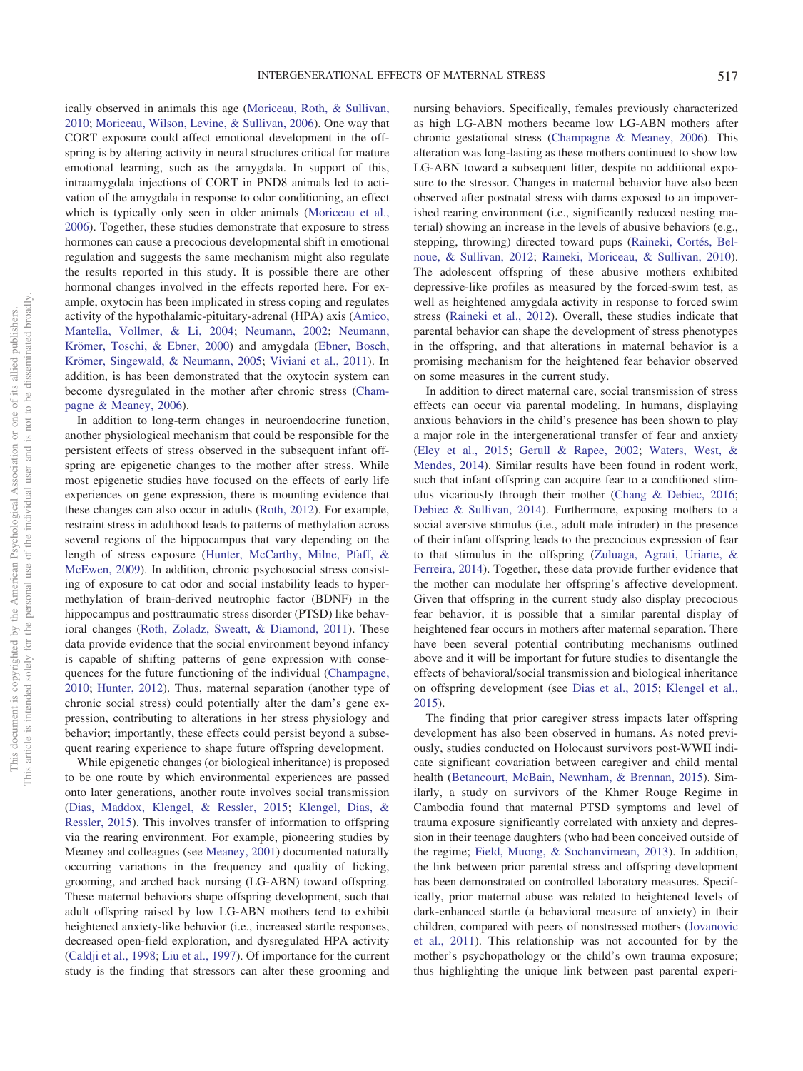ically observed in animals this age (Moriceau, Roth, & Sullivan, 2010; Moriceau, Wilson, Levine, & Sullivan, 2006). One way that CORT exposure could affect emotional development in the offspring is by altering activity in neural structures critical for mature emotional learning, such as the amygdala. In support of this, intraamygdala injections of CORT in PND8 animals led to activation of the amygdala in response to odor conditioning, an effect which is typically only seen in older animals (Moriceau et al., 2006). Together, these studies demonstrate that exposure to stress hormones can cause a precocious developmental shift in emotional regulation and suggests the same mechanism might also regulate the results reported in this study. It is possible there are other hormonal changes involved in the effects reported here. For example, oxytocin has been implicated in stress coping and regulates activity of the hypothalamic-pituitary-adrenal (HPA) axis (Amico, Mantella, Vollmer, & Li, 2004; Neumann, 2002; Neumann, Krömer, Toschi, & Ebner, 2000) and amygdala (Ebner, Bosch, Krömer, Singewald, & Neumann, 2005; Viviani et al., 2011). In addition, is has been demonstrated that the oxytocin system can become dysregulated in the mother after chronic stress (Champagne & Meaney, 2006).

In addition to long-term changes in neuroendocrine function, another physiological mechanism that could be responsible for the persistent effects of stress observed in the subsequent infant offspring are epigenetic changes to the mother after stress. While most epigenetic studies have focused on the effects of early life experiences on gene expression, there is mounting evidence that these changes can also occur in adults (Roth, 2012). For example, restraint stress in adulthood leads to patterns of methylation across several regions of the hippocampus that vary depending on the length of stress exposure (Hunter, McCarthy, Milne, Pfaff, & McEwen, 2009). In addition, chronic psychosocial stress consisting of exposure to cat odor and social instability leads to hypermethylation of brain-derived neutrophic factor (BDNF) in the hippocampus and posttraumatic stress disorder (PTSD) like behavioral changes (Roth, Zoladz, Sweatt, & Diamond, 2011). These data provide evidence that the social environment beyond infancy is capable of shifting patterns of gene expression with consequences for the future functioning of the individual (Champagne, 2010; Hunter, 2012). Thus, maternal separation (another type of chronic social stress) could potentially alter the dam's gene expression, contributing to alterations in her stress physiology and behavior; importantly, these effects could persist beyond a subsequent rearing experience to shape future offspring development.

While epigenetic changes (or biological inheritance) is proposed to be one route by which environmental experiences are passed onto later generations, another route involves social transmission (Dias, Maddox, Klengel, & Ressler, 2015; Klengel, Dias, & Ressler, 2015). This involves transfer of information to offspring via the rearing environment. For example, pioneering studies by Meaney and colleagues (see Meaney, 2001) documented naturally occurring variations in the frequency and quality of licking, grooming, and arched back nursing (LG-ABN) toward offspring. These maternal behaviors shape offspring development, such that adult offspring raised by low LG-ABN mothers tend to exhibit heightened anxiety-like behavior (i.e., increased startle responses, decreased open-field exploration, and dysregulated HPA activity (Caldji et al., 1998; Liu et al., 1997). Of importance for the current study is the finding that stressors can alter these grooming and nursing behaviors. Specifically, females previously characterized as high LG-ABN mothers became low LG-ABN mothers after chronic gestational stress (Champagne & Meaney, 2006). This alteration was long-lasting as these mothers continued to show low LG-ABN toward a subsequent litter, despite no additional exposure to the stressor. Changes in maternal behavior have also been observed after postnatal stress with dams exposed to an impoverished rearing environment (i.e., significantly reduced nesting material) showing an increase in the levels of abusive behaviors (e.g., stepping, throwing) directed toward pups (Raineki, Cortés, Belnoue, & Sullivan, 2012; Raineki, Moriceau, & Sullivan, 2010). The adolescent offspring of these abusive mothers exhibited depressive-like profiles as measured by the forced-swim test, as well as heightened amygdala activity in response to forced swim stress (Raineki et al., 2012). Overall, these studies indicate that parental behavior can shape the development of stress phenotypes in the offspring, and that alterations in maternal behavior is a promising mechanism for the heightened fear behavior observed on some measures in the current study.

In addition to direct maternal care, social transmission of stress effects can occur via parental modeling. In humans, displaying anxious behaviors in the child's presence has been shown to play a major role in the intergenerational transfer of fear and anxiety (Eley et al., 2015; Gerull & Rapee, 2002; Waters, West, & Mendes, 2014). Similar results have been found in rodent work, such that infant offspring can acquire fear to a conditioned stimulus vicariously through their mother (Chang & Debiec, 2016; Debiec & Sullivan, 2014). Furthermore, exposing mothers to a social aversive stimulus (i.e., adult male intruder) in the presence of their infant offspring leads to the precocious expression of fear to that stimulus in the offspring (Zuluaga, Agrati, Uriarte, & Ferreira, 2014). Together, these data provide further evidence that the mother can modulate her offspring's affective development. Given that offspring in the current study also display precocious fear behavior, it is possible that a similar parental display of heightened fear occurs in mothers after maternal separation. There have been several potential contributing mechanisms outlined above and it will be important for future studies to disentangle the effects of behavioral/social transmission and biological inheritance on offspring development (see Dias et al., 2015; Klengel et al., 2015).

The finding that prior caregiver stress impacts later offspring development has also been observed in humans. As noted previously, studies conducted on Holocaust survivors post-WWII indicate significant covariation between caregiver and child mental health (Betancourt, McBain, Newnham, & Brennan, 2015). Similarly, a study on survivors of the Khmer Rouge Regime in Cambodia found that maternal PTSD symptoms and level of trauma exposure significantly correlated with anxiety and depression in their teenage daughters (who had been conceived outside of the regime; Field, Muong, & Sochanvimean, 2013). In addition, the link between prior parental stress and offspring development has been demonstrated on controlled laboratory measures. Specifically, prior maternal abuse was related to heightened levels of dark-enhanced startle (a behavioral measure of anxiety) in their children, compared with peers of nonstressed mothers (Jovanovic et al., 2011). This relationship was not accounted for by the mother's psychopathology or the child's own trauma exposure; thus highlighting the unique link between past parental experi-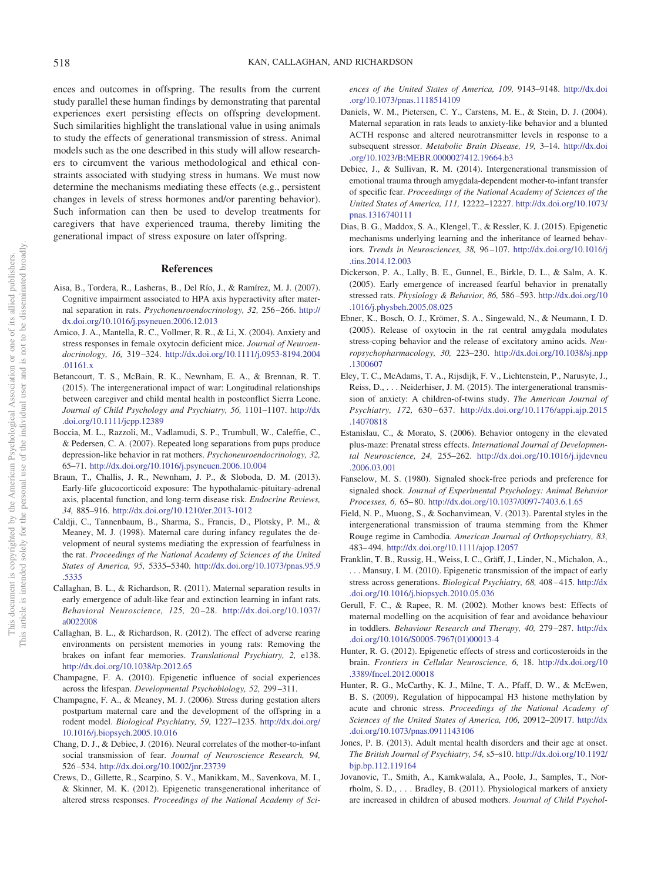ences and outcomes in offspring. The results from the current study parallel these human findings by demonstrating that parental experiences exert persisting effects on offspring development. Such similarities highlight the translational value in using animals to study the effects of generational transmission of stress. Animal models such as the one described in this study will allow researchers to circumvent the various methodological and ethical constraints associated with studying stress in humans. We must now determine the mechanisms mediating these effects (e.g., persistent changes in levels of stress hormones and/or parenting behavior). Such information can then be used to develop treatments for caregivers that have experienced trauma, thereby limiting the generational impact of stress exposure on later offspring.

## References

Aisa, B., Tordera, R., Lasheras, B., Del Río, J., & Ramírez, M. J. (2007). Cognitive impairment associated to HPA axis hyperactivity after maternal separation in rats. *Psychoneuroendocrinology, 32,* 256–266. http://dx.doi.org/10.1016/j.psyneuen.2006.12.013

Amico, J. A., Mantella, R. C., Vollmer, R. R., & Li, X. (2004). Anxiety and stress responses in female oxytocin deficient mice. *Journal of Neuroendocrinology, 16,* 319–324. http://dx.doi.org/10.1111/j.0953-8194.2004.01161.x

Betancourt, T. S., McBain, R. K., Newnham, E. A., & Brennan, R. T. (2015). The intergenerational impact of war: Longitudinal relationships between caregiver and child mental health in postconflict Sierra Leone. *Journal of Child Psychology and Psychiatry, 56,* 1101–1107. http://dx.doi.org/10.1111/jcpp.12389

Boccia, M. L., Razzoli, M., Vadlamudi, S. P., Trumbull, W., Caleffie, C., & Pedersen, C. A. (2007). Repeated long separations from pups produce depression-like behavior in rat mothers. *Psychoneuroendocrinology, 32,* 65–71. http://dx.doi.org/10.1016/j.psyneuen.2006.10.004

Braun, T., Challis, J. R., Newnham, J. P., & Sloboda, D. M. (2013). Early-life glucocorticoid exposure: The hypothalamic-pituitary-adrenal axis, placental function, and long-term disease risk. *Endocrine Reviews, 34,* 885–916. http://dx.doi.org/10.1210/er.2013-1012

Caldji, C., Tannenbaum, B., Sharma, S., Francis, D., Plotsky, P. M., & Meaney, M. J. (1998). Maternal care during infancy regulates the development of neural systems mediating the expression of fearfulness in the rat. *Proceedings of the National Academy of Sciences of the United States of America, 95,* 5335–5340. http://dx.doi.org/10.1073/pnas.95.9.5335

Callaghan, B. L., & Richardson, R. (2011). Maternal separation results in early emergence of adult-like fear and extinction learning in infant rats. *Behavioral Neuroscience, 125,* 20–28. http://dx.doi.org/10.1037/a0022008

Callaghan, B. L., & Richardson, R. (2012). The effect of adverse rearing environments on persistent memories in young rats: Removing the brakes on infant fear memories. *Translational Psychiatry, 2,* e138. http://dx.doi.org/10.1038/tp.2012.65

Champagne, F. A. (2010). Epigenetic influence of social experiences across the lifespan. *Developmental Psychobiology, 52,* 299–311.

Champagne, F. A., & Meaney, M. J. (2006). Stress during gestation alters postpartum maternal care and the development of the offspring in a rodent model. *Biological Psychiatry, 59,* 1227–1235. http://dx.doi.org/10.1016/j.biopsych.2005.10.016

Chang, D. J., & Debiec, J. (2016). Neural correlates of the mother-to-infant social transmission of fear. *Journal of Neuroscience Research, 94,* 526–534. http://dx.doi.org/10.1002/jnr.23739

Crews, D., Gillette, R., Scarpino, S. V., Manikkam, M., Savenkova, M. I., & Skinner, M. K. (2012). Epigenetic transgenerational inheritance of altered stress responses. *Proceedings of the National Academy of Sciences of the United States of America, 109,* 9143–9148. http://dx.doi.org/10.1073/pnas.1118514109

Daniels, W. M., Pietersen, C. Y., Carstens, M. E., & Stein, D. J. (2004). Maternal separation in rats leads to anxiety-like behavior and a blunted ACTH response and altered neurotransmitter levels in response to a subsequent stressor. *Metabolic Brain Disease, 19,* 3–14. http://dx.doi.org/10.1023/B:MEBR.0000027412.19664.b3

Debiec, J., & Sullivan, R. M. (2014). Intergenerational transmission of emotional trauma through amygdala-dependent mother-to-infant transfer of specific fear. *Proceedings of the National Academy of Sciences of the United States of America, 111,* 12222–12227. http://dx.doi.org/10.1073/pnas.1316740111

Dias, B. G., Maddox, S. A., Klengel, T., & Ressler, K. J. (2015). Epigenetic mechanisms underlying learning and the inheritance of learned behaviors. *Trends in Neurosciences, 38,* 96–107. http://dx.doi.org/10.1016/j.tins.2014.12.003

Dickerson, P. A., Lally, B. E., Gunnel, E., Birkle, D. L., & Salm, A. K. (2005). Early emergence of increased fearful behavior in prenatally stressed rats. *Physiology & Behavior, 86,* 586–593. http://dx.doi.org/10.1016/j.physbeh.2005.08.025

Ebner, K., Bosch, O. J., Krömer, S. A., Singewald, N., & Neumann, I. D. (2005). Release of oxytocin in the rat central amygdala modulates stress-coping behavior and the release of excitatory amino acids. *Neuropsychopharmacology, 30,* 223–230. http://dx.doi.org/10.1038/sj.npp.1300607

Eley, T. C., McAdams, T. A., Rijsdijk, F. V., Lichtenstein, P., Narusyte, J., Reiss, D., . . . Neiderhiser, J. M. (2015). The intergenerational transmission of anxiety: A children-of-twins study. *The American Journal of Psychiatry, 172,* 630–637. http://dx.doi.org/10.1176/appi.ajp.2015.14070818

Estanislau, C., & Morato, S. (2006). Behavior ontogeny in the elevated plus-maze: Prenatal stress effects. *International Journal of Developmental Neuroscience, 24,* 255–262. http://dx.doi.org/10.1016/j.ijdevneu.2006.03.001

Fanselow, M. S. (1980). Signaled shock-free periods and preference for signaled shock. *Journal of Experimental Psychology: Animal Behavior Processes, 6,* 65–80. http://dx.doi.org/10.1037/0097-7403.6.1.65

Field, N. P., Muong, S., & Sochanvimean, V. (2013). Parental styles in the intergenerational transmission of trauma stemming from the Khmer Rouge regime in Cambodia. *American Journal of Orthopsychiatry, 83,* 483–494. http://dx.doi.org/10.1111/ajop.12057

Franklin, T. B., Russig, H., Weiss, I. C., Gräff, J., Linder, N., Michalon, A., . . . Mansuy, I. M. (2010). Epigenetic transmission of the impact of early stress across generations. *Biological Psychiatry, 68,* 408–415. http://dx.doi.org/10.1016/j.biopsych.2010.05.036

Gerull, F. C., & Rapee, R. M. (2002). Mother knows best: Effects of maternal modelling on the acquisition of fear and avoidance behaviour in toddlers. *Behaviour Research and Therapy, 40,* 279–287. http://dx.doi.org/10.1016/S0005-7967(01)00013-4

Hunter, R. G. (2012). Epigenetic effects of stress and corticosteroids in the brain. *Frontiers in Cellular Neuroscience, 6,* 18. http://dx.doi.org/10.3389/fncel.2012.00018

Hunter, R. G., McCarthy, K. J., Milne, T. A., Pfaff, D. W., & McEwen, B. S. (2009). Regulation of hippocampal H3 histone methylation by acute and chronic stress. *Proceedings of the National Academy of Sciences of the United States of America, 106,* 20912–20917. http://dx.doi.org/10.1073/pnas.0911143106

Jones, P. B. (2013). Adult mental health disorders and their age at onset. *The British Journal of Psychiatry, 54,* s5–s10. http://dx.doi.org/10.1192/bjp.bp.112.119164

Jovanovic, T., Smith, A., Kamkwalala, A., Poole, J., Samples, T., Norrholm, S. D., . . . Bradley, B. (2011). Physiological markers of anxiety are increased in children of abused mothers. *Journal of Child Psychol-*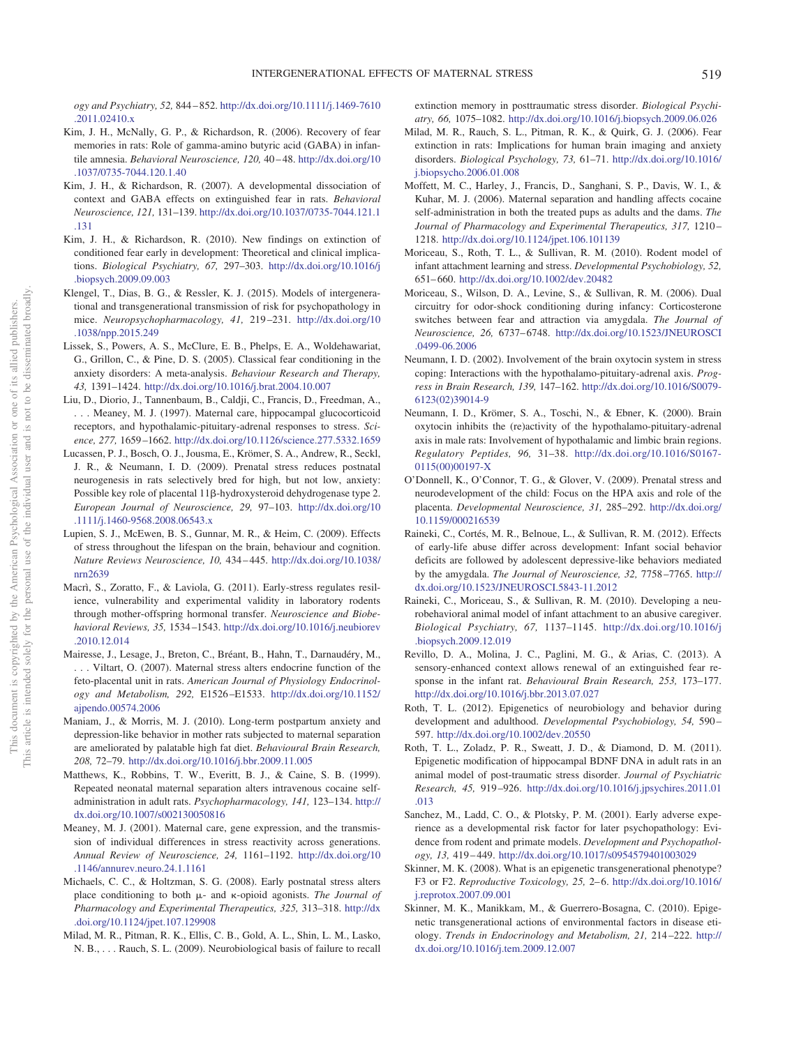*ogy and Psychiatry, 52,* 844–852. http://dx.doi.org/10.1111/j.1469-7610.2011.02410.x

Kim, J. H., McNally, G. P., & Richardson, R. (2006). Recovery of fear memories in rats: Role of gamma-amino butyric acid (GABA) in infantile amnesia. *Behavioral Neuroscience, 120,* 40–48. http://dx.doi.org/10.1037/0735-7044.120.1.40

Kim, J. H., & Richardson, R. (2007). A developmental dissociation of context and GABA effects on extinguished fear in rats. *Behavioral Neuroscience, 121,* 131–139. http://dx.doi.org/10.1037/0735-7044.121.1.131

Kim, J. H., & Richardson, R. (2010). New findings on extinction of conditioned fear early in development: Theoretical and clinical implications. *Biological Psychiatry, 67,* 297–303. http://dx.doi.org/10.1016/j.biopsych.2009.09.003

Klengel, T., Dias, B. G., & Ressler, K. J. (2015). Models of intergenerational and transgenerational transmission of risk for psychopathology in mice. *Neuropsychopharmacology, 41,* 219–231. http://dx.doi.org/10.1038/npp.2015.249

Lissek, S., Powers, A. S., McClure, E. B., Phelps, E. A., Woldehawariat, G., Grillon, C., & Pine, D. S. (2005). Classical fear conditioning in the anxiety disorders: A meta-analysis. *Behaviour Research and Therapy, 43,* 1391–1424. http://dx.doi.org/10.1016/j.brat.2004.10.007

Liu, D., Diorio, J., Tannenbaum, B., Caldji, C., Francis, D., Freedman, A., . . . Meaney, M. J. (1997). Maternal care, hippocampal glucocorticoid receptors, and hypothalamic-pituitary-adrenal responses to stress. *Science, 277,* 1659–1662. http://dx.doi.org/10.1126/science.277.5332.1659

Lucassen, P. J., Bosch, O. J., Jousma, E., Krömer, S. A., Andrew, R., Seckl, J. R., & Neumann, I. D. (2009). Prenatal stress reduces postnatal neurogenesis in rats selectively bred for high, but not low, anxiety: Possible key role of placental 11β-hydroxysteroid dehydrogenase type 2. *European Journal of Neuroscience, 29,* 97–103. http://dx.doi.org/10.1111/j.1460-9568.2008.06543.x

Lupien, S. J., McEwen, B. S., Gunnar, M. R., & Heim, C. (2009). Effects of stress throughout the lifespan on the brain, behaviour and cognition. *Nature Reviews Neuroscience, 10,* 434–445. http://dx.doi.org/10.1038/nrn2639

Macrì, S., Zoratto, F., & Laviola, G. (2011). Early-stress regulates resilience, vulnerability and experimental validity in laboratory rodents through mother-offspring hormonal transfer. *Neuroscience and Biobehavioral Reviews, 35,* 1534–1543. http://dx.doi.org/10.1016/j.neubiorev.2010.12.014

Mairesse, J., Lesage, J., Breton, C., Bréant, B., Hahn, T., Darnaudéry, M., . . . Viltart, O. (2007). Maternal stress alters endocrine function of the feto-placental unit in rats. *American Journal of Physiology Endocrinology and Metabolism, 292,* E1526–E1533. http://dx.doi.org/10.1152/ajpendo.00574.2006

Maniam, J., & Morris, M. J. (2010). Long-term postpartum anxiety and depression-like behavior in mother rats subjected to maternal separation are ameliorated by palatable high fat diet. *Behavioural Brain Research, 208,* 72–79. http://dx.doi.org/10.1016/j.bbr.2009.11.005

Matthews, K., Robbins, T. W., Everitt, B. J., & Caine, S. B. (1999). Repeated neonatal maternal separation alters intravenous cocaine self-administration in adult rats. *Psychopharmacology, 141,* 123–134. http://dx.doi.org/10.1007/s002130050816

Meaney, M. J. (2001). Maternal care, gene expression, and the transmission of individual differences in stress reactivity across generations. *Annual Review of Neuroscience, 24,* 1161–1192. http://dx.doi.org/10.1146/annurev.neuro.24.1.1161

Michaels, C. C., & Holtzman, S. G. (2008). Early postnatal stress alters place conditioning to both μ- and κ-opioid agonists. *The Journal of Pharmacology and Experimental Therapeutics, 325,* 313–318. http://dx.doi.org/10.1124/jpet.107.129908

Milad, M. R., Pitman, R. K., Ellis, C. B., Gold, A. L., Shin, L. M., Lasko, N. B., . . . Rauch, S. L. (2009). Neurobiological basis of failure to recall extinction memory in posttraumatic stress disorder. *Biological Psychiatry, 66,* 1075–1082. http://dx.doi.org/10.1016/j.biopsych.2009.06.026

Milad, M. R., Rauch, S. L., Pitman, R. K., & Quirk, G. J. (2006). Fear extinction in rats: Implications for human brain imaging and anxiety disorders. *Biological Psychology, 73,* 61–71. http://dx.doi.org/10.1016/j.biopsycho.2006.01.008

Moffett, M. C., Harley, J., Francis, D., Sanghani, S. P., Davis, W. I., & Kuhar, M. J. (2006). Maternal separation and handling affects cocaine self-administration in both the treated pups as adults and the dams. *The Journal of Pharmacology and Experimental Therapeutics, 317,* 1210–1218. http://dx.doi.org/10.1124/jpet.106.101139

Moriceau, S., Roth, T. L., & Sullivan, R. M. (2010). Rodent model of infant attachment learning and stress. *Developmental Psychobiology, 52,* 651–660. http://dx.doi.org/10.1002/dev.20482

Moriceau, S., Wilson, D. A., Levine, S., & Sullivan, R. M. (2006). Dual circuitry for odor-shock conditioning during infancy: Corticosterone switches between fear and attraction via amygdala. *The Journal of Neuroscience, 26,* 6737–6748. http://dx.doi.org/10.1523/JNEUROSCI.0499-06.2006

Neumann, I. D. (2002). Involvement of the brain oxytocin system in stress coping: Interactions with the hypothalamo-pituitary-adrenal axis. *Progress in Brain Research, 139,* 147–162. http://dx.doi.org/10.1016/S0079-6123(02)39014-9

Neumann, I. D., Krömer, S. A., Toschi, N., & Ebner, K. (2000). Brain oxytocin inhibits the (re)activity of the hypothalamo-pituitary-adrenal axis in male rats: Involvement of hypothalamic and limbic brain regions. *Regulatory Peptides, 96,* 31–38. http://dx.doi.org/10.1016/S0167-0115(00)00197-X

O'Donnell, K., O'Connor, T. G., & Glover, V. (2009). Prenatal stress and neurodevelopment of the child: Focus on the HPA axis and role of the placenta. *Developmental Neuroscience, 31,* 285–292. http://dx.doi.org/10.1159/000216539

Raineki, C., Cortés, M. R., Belnoue, L., & Sullivan, R. M. (2012). Effects of early-life abuse differ across development: Infant social behavior deficits are followed by adolescent depressive-like behaviors mediated by the amygdala. *The Journal of Neuroscience, 32,* 7758–7765. http://dx.doi.org/10.1523/JNEUROSCI.5843-11.2012

Raineki, C., Moriceau, S., & Sullivan, R. M. (2010). Developing a neurobehavioral animal model of infant attachment to an abusive caregiver. *Biological Psychiatry, 67,* 1137–1145. http://dx.doi.org/10.1016/j.biopsych.2009.12.019

Revillo, D. A., Molina, J. C., Paglini, M. G., & Arias, C. (2013). A sensory-enhanced context allows renewal of an extinguished fear response in the infant rat. *Behavioural Brain Research, 253,* 173–177. http://dx.doi.org/10.1016/j.bbr.2013.07.027

Roth, T. L. (2012). Epigenetics of neurobiology and behavior during development and adulthood. *Developmental Psychobiology, 54,* 590–597. http://dx.doi.org/10.1002/dev.20550

Roth, T. L., Zoladz, P. R., Sweatt, J. D., & Diamond, D. M. (2011). Epigenetic modification of hippocampal BDNF DNA in adult rats in an animal model of post-traumatic stress disorder. *Journal of Psychiatric Research, 45,* 919–926. http://dx.doi.org/10.1016/j.jpsychires.2011.01.013

Sanchez, M., Ladd, C. O., & Plotsky, P. M. (2001). Early adverse experience as a developmental risk factor for later psychopathology: Evidence from rodent and primate models. *Development and Psychopathology, 13,* 419–449. http://dx.doi.org/10.1017/s0954579401003029

Skinner, M. K. (2008). What is an epigenetic transgenerational phenotype? F3 or F2. *Reproductive Toxicology, 25,* 2–6. http://dx.doi.org/10.1016/j.reprotox.2007.09.001

Skinner, M. K., Manikkam, M., & Guerrero-Bosagna, C. (2010). Epigenetic transgenerational actions of environmental factors in disease etiology. *Trends in Endocrinology and Metabolism, 21,* 214–222. http://dx.doi.org/10.1016/j.tem.2009.12.007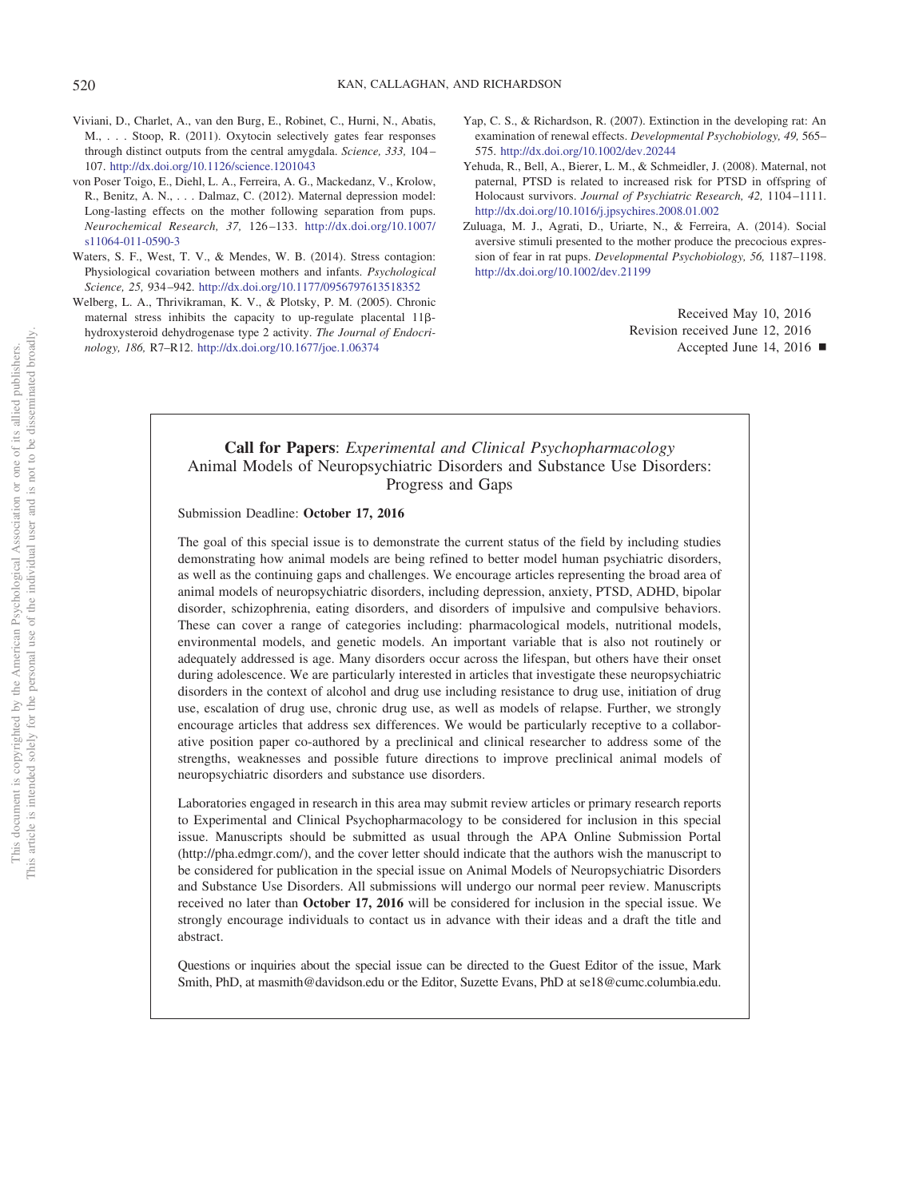Viviani, D., Charlet, A., van den Burg, E., Robinet, C., Hurni, N., Abatis, M., . . . Stoop, R. (2011). Oxytocin selectively gates fear responses through distinct outputs from the central amygdala. *Science, 333,* 104–107. http://dx.doi.org/10.1126/science.1201043

von Poser Toigo, E., Diehl, L. A., Ferreira, A. G., Mackedanz, V., Krolow, R., Benitz, A. N., . . . Dalmaz, C. (2012). Maternal depression model: Long-lasting effects on the mother following separation from pups. *Neurochemical Research, 37,* 126–133. http://dx.doi.org/10.1007/s11064-011-0590-3

Waters, S. F., West, T. V., & Mendes, W. B. (2014). Stress contagion: Physiological covariation between mothers and infants. *Psychological Science, 25,* 934–942. http://dx.doi.org/10.1177/0956797613518352

Welberg, L. A., Thrivikraman, K. V., & Plotsky, P. M. (2005). Chronic maternal stress inhibits the capacity to up-regulate placental 11β-hydroxysteroid dehydrogenase type 2 activity. *The Journal of Endocrinology, 186,* R7–R12. http://dx.doi.org/10.1677/joe.1.06374

Yap, C. S., & Richardson, R. (2007). Extinction in the developing rat: An examination of renewal effects. *Developmental Psychobiology, 49,* 565–575. http://dx.doi.org/10.1002/dev.20244

Yehuda, R., Bell, A., Bierer, L. M., & Schmeidler, J. (2008). Maternal, not paternal, PTSD is related to increased risk for PTSD in offspring of Holocaust survivors. *Journal of Psychiatric Research, 42,* 1104–1111. http://dx.doi.org/10.1016/j.jpsychires.2008.01.002

Zuluaga, M. J., Agrati, D., Uriarte, N., & Ferreira, A. (2014). Social aversive stimuli presented to the mother produce the precocious expression of fear in rat pups. *Developmental Psychobiology, 56,* 1187–1198. http://dx.doi.org/10.1002/dev.21199

Received May 10, 2016
Revision received June 12, 2016
Accepted June 14, 2016 ■

## **Call for Papers**: *Experimental and Clinical Psychopharmacology* Animal Models of Neuropsychiatric Disorders and Substance Use Disorders: Progress and Gaps

Submission Deadline: **October 17, 2016**

The goal of this special issue is to demonstrate the current status of the field by including studies demonstrating how animal models are being refined to better model human psychiatric disorders, as well as the continuing gaps and challenges. We encourage articles representing the broad area of animal models of neuropsychiatric disorders, including depression, anxiety, PTSD, ADHD, bipolar disorder, schizophrenia, eating disorders, and disorders of impulsive and compulsive behaviors. These can cover a range of categories including: pharmacological models, nutritional models, environmental models, and genetic models. An important variable that is also not routinely or adequately addressed is age. Many disorders occur across the lifespan, but others have their onset during adolescence. We are particularly interested in articles that investigate these neuropsychiatric disorders in the context of alcohol and drug use including resistance to drug use, initiation of drug use, escalation of drug use, chronic drug use, as well as models of relapse. Further, we strongly encourage articles that address sex differences. We would be particularly receptive to a collaborative position paper co-authored by a preclinical and clinical researcher to address some of the strengths, weaknesses and possible future directions to improve preclinical animal models of neuropsychiatric disorders and substance use disorders.

Laboratories engaged in research in this area may submit review articles or primary research reports to Experimental and Clinical Psychopharmacology to be considered for inclusion in this special issue. Manuscripts should be submitted as usual through the APA Online Submission Portal (http://pha.edmgr.com/), and the cover letter should indicate that the authors wish the manuscript to be considered for publication in the special issue on Animal Models of Neuropsychiatric Disorders and Substance Use Disorders. All submissions will undergo our normal peer review. Manuscripts received no later than **October 17, 2016** will be considered for inclusion in the special issue. We strongly encourage individuals to contact us in advance with their ideas and a draft the title and abstract.

Questions or inquiries about the special issue can be directed to the Guest Editor of the issue, Mark Smith, PhD, at masmith@davidson.edu or the Editor, Suzette Evans, PhD at se18@cumc.columbia.edu.